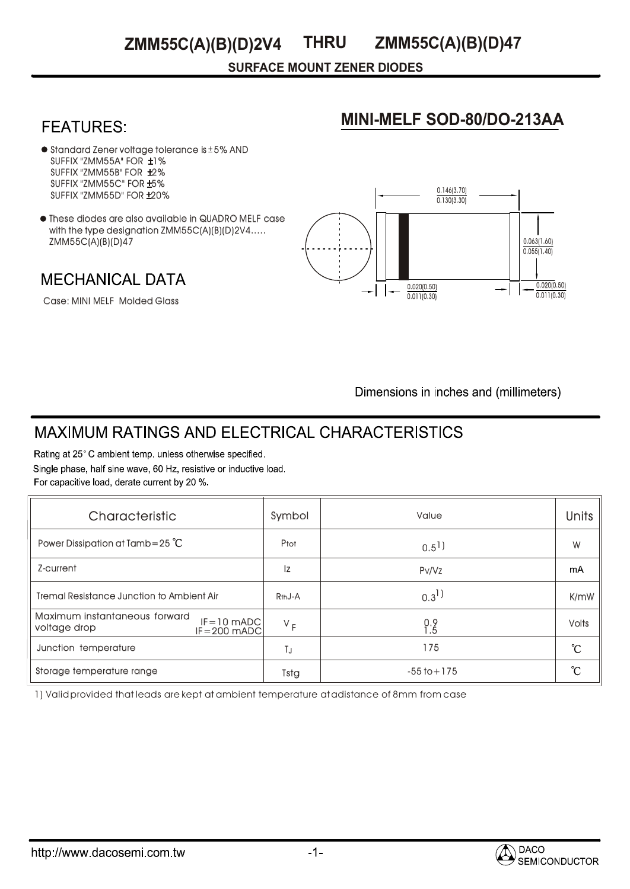# ZMM55C(A)(B)(D)2V4 THRU ZMM55C(A)(B)(D)47

**SURFACE MOUNT ZENER DIODES**

## FEATURES:

- Standard Zener voltage tolerance is ±5% AND
  SUFFIX "ZMM55A" FOR ±1%
  SUFFIX "ZMM55B" FOR ±2%
  SUFFIX "ZMM55C" FOR ±5%
  SUFFIX "ZMM55D" FOR ±20%
- These diodes are also available in QUADRO MELF case with the type designation ZMM55C(A)(B)(D)2V4..... ZMM55C(A)(B)(D)47

## MINI-MELF SOD-80/DO-213AA

0.146(3.70)
0.130(3.30)

0.063(1.60)
0.055(1.40)

0.020(0.50)
0.011(0.30)

0.020(0.50)
0.011(0.30)

Dimensions in inches and (millimeters)

## MECHANICAL DATA

Case: MINI MELF Molded Glass

## MAXIMUM RATINGS AND ELECTRICAL CHARACTERISTICS

Rating at 25°C ambient temp. unless otherwise specified.
Single phase, half sine wave, 60 Hz, resistive or inductive load.
For capacitive load, derate current by 20 %.

| Characteristic | Symbol | Value | Units |
|---|---|---|---|
| Power Dissipation at Tamb=25 ℃ | $P_{tot}$ | 0.5 1) | W |
| Z-current | Iz | Pv/Vz | mA |
| Tremal Resistance Junction to Ambient Air | $R_{thJ-A}$ | 0.3 1) | K/mW |
| Maximum instantaneous forward voltage drop IF=10 mADC / IF=200 mADC | $V_F$ | 0.9 / 1.5 | Volts |
| Junction temperature | $T_J$ | 175 | ℃ |
| Storage temperature range | Tstg | -55 to +175 | ℃ |

1) Valid provided that leads are kept at ambient temperature at a distance of 8mm from case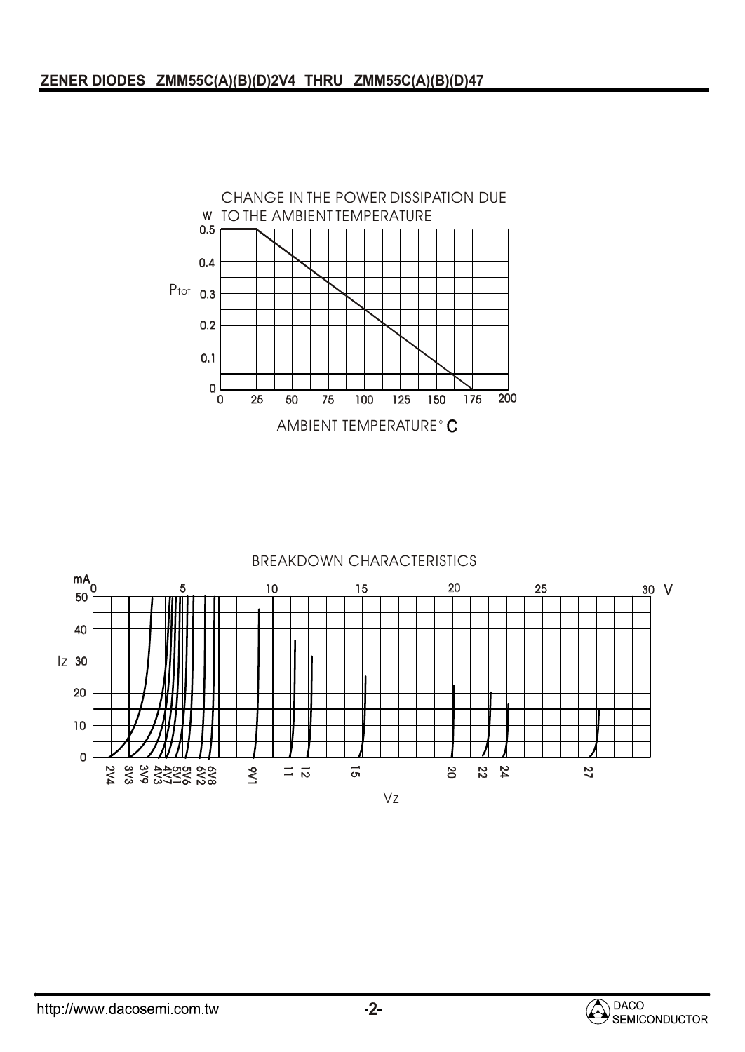## ZENER DIODES ZMM55C(A)(B)(D)2V4 THRU ZMM55C(A)(B)(D)47

CHANGE IN THE POWER DISSIPATION DUE TO THE AMBIENT TEMPERATURE

W

$P_{tot}$

0.5
0.4
0.3
0.2
0.1
0

0 25 50 75 100 125 150 175 200

AMBIENT TEMPERATURE° C

BREAKDOWN CHARACTERISTICS

mA

Iz

50
40
30
20
10
0

0 5 10 15 20 25 30 V

2V4 3V3 3V9 4V3 4V7 5V1 5V6 6V2 6V8 9V1 11 12 15 20 22 24 27

Vz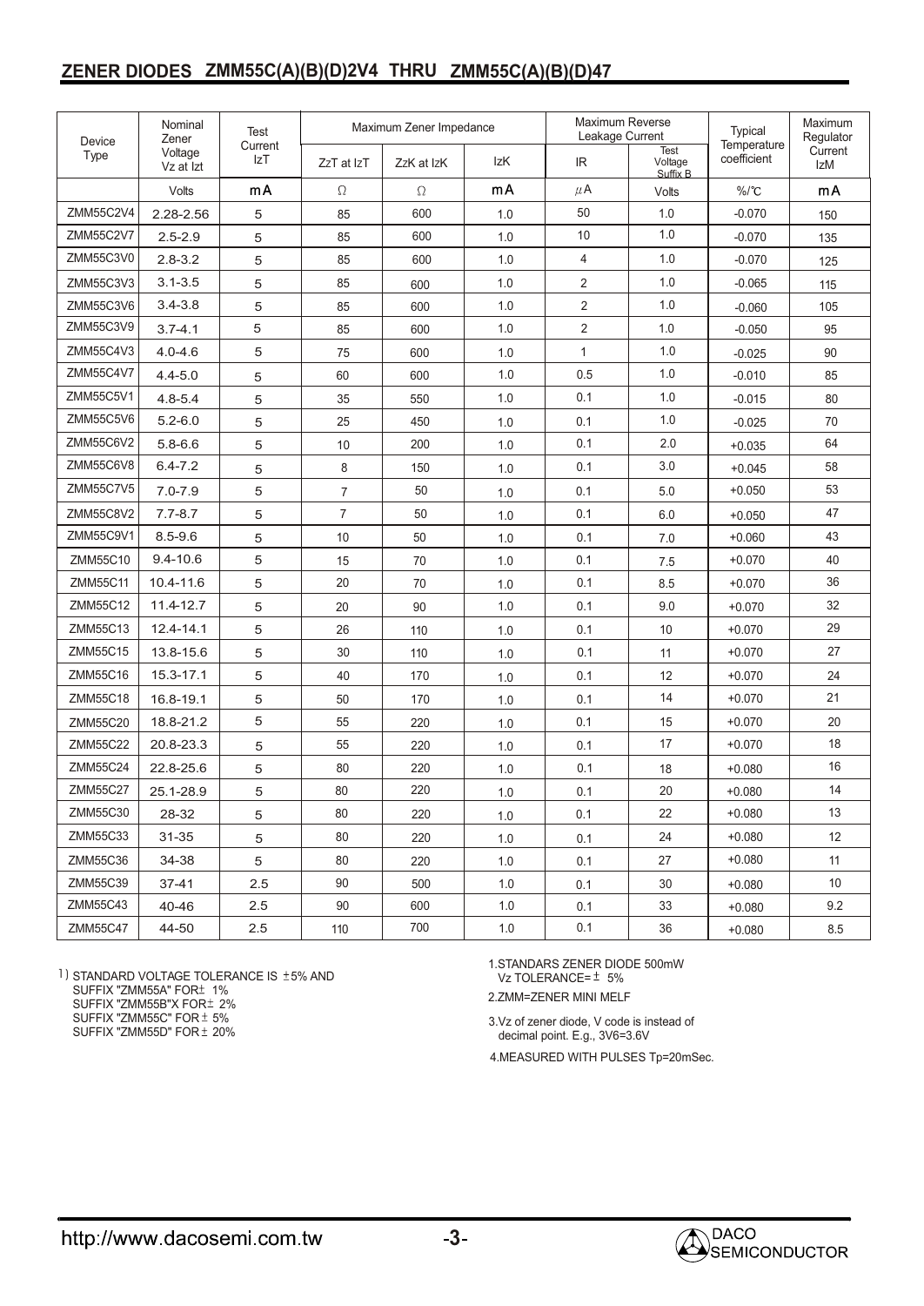## ZENER DIODES ZMM55C(A)(B)(D)2V4 THRU ZMM55C(A)(B)(D)47

| Device Type | Nominal Zener Voltage Vz at Izt | Test Current IzT | Maximum Zener Impedance | | | Maximum Reverse Leakage Current | | Typical Temperature coefficient | Maximum Regulator Current IzM |
|---|---|---|---|---|---|---|---|---|---|
| | | | ZzT at IzT | ZzK at IzK | IzK | IR | Test Voltage Suffix B | | |
| | Volts | mA | Ω | Ω | mA | μA | Volts | %/℃ | mA |
| ZMM55C2V4 | 2.28-2.56 | 5 | 85 | 600 | 1.0 | 50 | 1.0 | -0.070 | 150 |
| ZMM55C2V7 | 2.5-2.9 | 5 | 85 | 600 | 1.0 | 10 | 1.0 | -0.070 | 135 |
| ZMM55C3V0 | 2.8-3.2 | 5 | 85 | 600 | 1.0 | 4 | 1.0 | -0.070 | 125 |
| ZMM55C3V3 | 3.1-3.5 | 5 | 85 | 600 | 1.0 | 2 | 1.0 | -0.065 | 115 |
| ZMM55C3V6 | 3.4-3.8 | 5 | 85 | 600 | 1.0 | 2 | 1.0 | -0.060 | 105 |
| ZMM55C3V9 | 3.7-4.1 | 5 | 85 | 600 | 1.0 | 2 | 1.0 | -0.050 | 95 |
| ZMM55C4V3 | 4.0-4.6 | 5 | 75 | 600 | 1.0 | 1 | 1.0 | -0.025 | 90 |
| ZMM55C4V7 | 4.4-5.0 | 5 | 60 | 600 | 1.0 | 0.5 | 1.0 | -0.010 | 85 |
| ZMM55C5V1 | 4.8-5.4 | 5 | 35 | 550 | 1.0 | 0.1 | 1.0 | -0.015 | 80 |
| ZMM55C5V6 | 5.2-6.0 | 5 | 25 | 450 | 1.0 | 0.1 | 1.0 | -0.025 | 70 |
| ZMM55C6V2 | 5.8-6.6 | 5 | 10 | 200 | 1.0 | 0.1 | 2.0 | +0.035 | 64 |
| ZMM55C6V8 | 6.4-7.2 | 5 | 8 | 150 | 1.0 | 0.1 | 3.0 | +0.045 | 58 |
| ZMM55C7V5 | 7.0-7.9 | 5 | 7 | 50 | 1.0 | 0.1 | 5.0 | +0.050 | 53 |
| ZMM55C8V2 | 7.7-8.7 | 5 | 7 | 50 | 1.0 | 0.1 | 6.0 | +0.050 | 47 |
| ZMM55C9V1 | 8.5-9.6 | 5 | 10 | 50 | 1.0 | 0.1 | 7.0 | +0.060 | 43 |
| ZMM55C10 | 9.4-10.6 | 5 | 15 | 70 | 1.0 | 0.1 | 7.5 | +0.070 | 40 |
| ZMM55C11 | 10.4-11.6 | 5 | 20 | 70 | 1.0 | 0.1 | 8.5 | +0.070 | 36 |
| ZMM55C12 | 11.4-12.7 | 5 | 20 | 90 | 1.0 | 0.1 | 9.0 | +0.070 | 32 |
| ZMM55C13 | 12.4-14.1 | 5 | 26 | 110 | 1.0 | 0.1 | 10 | +0.070 | 29 |
| ZMM55C15 | 13.8-15.6 | 5 | 30 | 110 | 1.0 | 0.1 | 11 | +0.070 | 27 |
| ZMM55C16 | 15.3-17.1 | 5 | 40 | 170 | 1.0 | 0.1 | 12 | +0.070 | 24 |
| ZMM55C18 | 16.8-19.1 | 5 | 50 | 170 | 1.0 | 0.1 | 14 | +0.070 | 21 |
| ZMM55C20 | 18.8-21.2 | 5 | 55 | 220 | 1.0 | 0.1 | 15 | +0.070 | 20 |
| ZMM55C22 | 20.8-23.3 | 5 | 55 | 220 | 1.0 | 0.1 | 17 | +0.070 | 18 |
| ZMM55C24 | 22.8-25.6 | 5 | 80 | 220 | 1.0 | 0.1 | 18 | +0.080 | 16 |
| ZMM55C27 | 25.1-28.9 | 5 | 80 | 220 | 1.0 | 0.1 | 20 | +0.080 | 14 |
| ZMM55C30 | 28-32 | 5 | 80 | 220 | 1.0 | 0.1 | 22 | +0.080 | 13 |
| ZMM55C33 | 31-35 | 5 | 80 | 220 | 1.0 | 0.1 | 24 | +0.080 | 12 |
| ZMM55C36 | 34-38 | 5 | 80 | 220 | 1.0 | 0.1 | 27 | +0.080 | 11 |
| ZMM55C39 | 37-41 | 2.5 | 90 | 500 | 1.0 | 0.1 | 30 | +0.080 | 10 |
| ZMM55C43 | 40-46 | 2.5 | 90 | 600 | 1.0 | 0.1 | 33 | +0.080 | 9.2 |
| ZMM55C47 | 44-50 | 2.5 | 110 | 700 | 1.0 | 0.1 | 36 | +0.080 | 8.5 |

1) STANDARD VOLTAGE TOLERANCE IS ±5% AND
SUFFIX "ZMM55A" FOR± 1%
SUFFIX "ZMM55B"X FOR± 2%
SUFFIX "ZMM55C" FOR± 5%
SUFFIX "ZMM55D" FOR± 20%

1.STANDARS ZENER DIODE 500mW
Vz TOLERANCE=± 5%

2.ZMM=ZENER MINI MELF

3.Vz of zener diode, V code is instead of decimal point. E.g., 3V6=3.6V

4.MEASURED WITH PULSES Tp=20mSec.